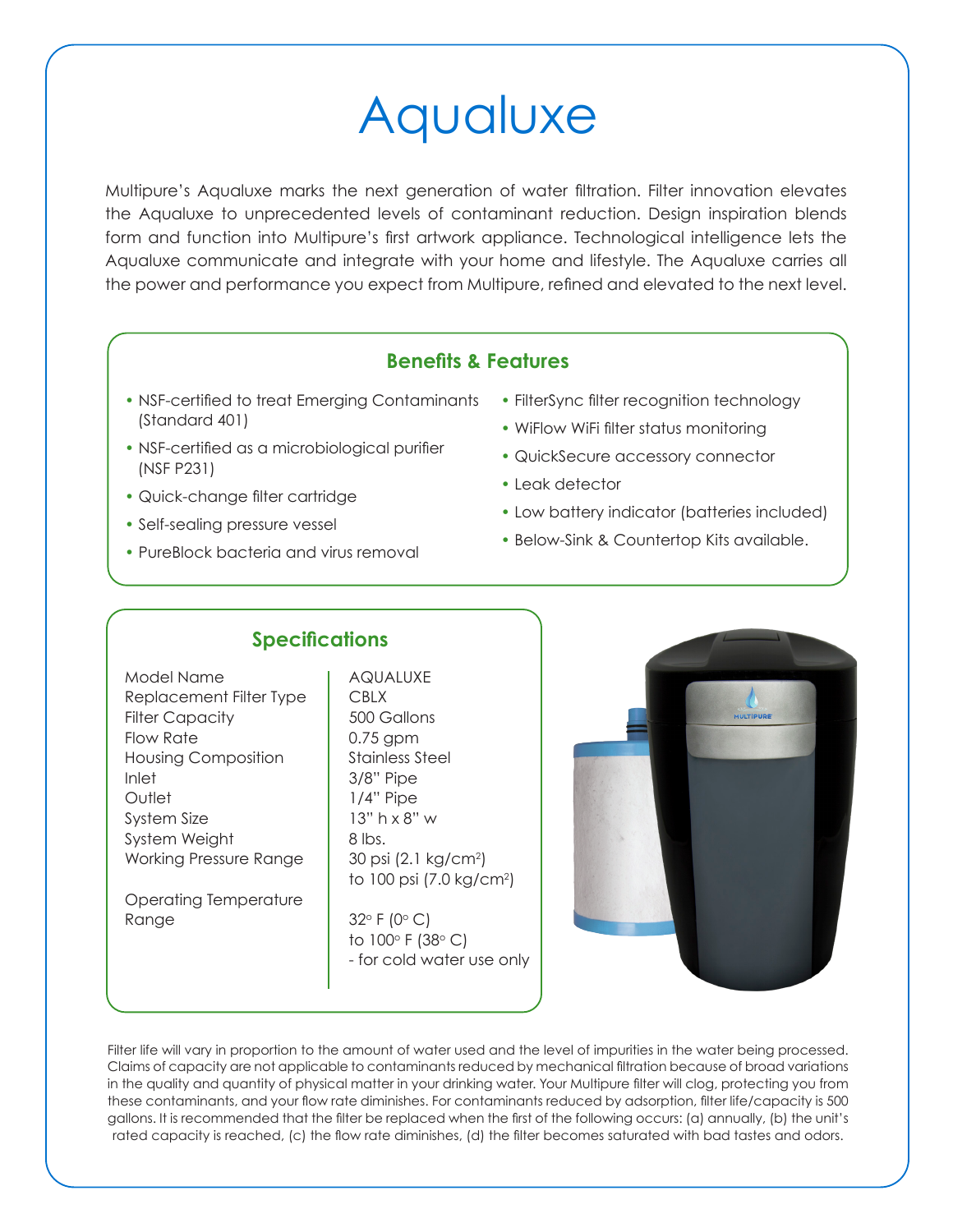# Aqualuxe

Multipure's Aqualuxe marks the next generation of water filtration. Filter innovation elevates the Aqualuxe to unprecedented levels of contaminant reduction. Design inspiration blends form and function into Multipure's first artwork appliance. Technological intelligence lets the Aqualuxe communicate and integrate with your home and lifestyle. The Aqualuxe carries all the power and performance you expect from Multipure, refined and elevated to the next level.

## Benefits & Features

- NSF-certified to treat Emerging Contaminants (Standard 401)
- NSF-certified as a microbiological purifier (NSF P231)
- Quick-change filter cartridge
- Self-sealing pressure vessel
- PureBlock bacteria and virus removal
- FilterSync filter recognition technology
- WiFlow WiFi filter status monitoring
- QuickSecure accessory connector
- Leak detector
- Low battery indicator (batteries included)
- Below-Sink & Countertop Kits available.

## Specifications

| | |
|---|---|
| Model Name | AQUALUXE |
| Replacement Filter Type | CBLX |
| Filter Capacity | 500 Gallons |
| Flow Rate | 0.75 gpm |
| Housing Composition | Stainless Steel |
| Inlet | 3/8" Pipe |
| Outlet | 1/4" Pipe |
| System Size | 13" h x 8" w |
| System Weight | 8 lbs. |
| Working Pressure Range | 30 psi (2.1 kg/cm$^2$) to 100 psi (7.0 kg/cm$^2$) |
| Operating Temperature Range | 32° F (0° C) to 100° F (38° C) - for cold water use only |

Filter life will vary in proportion to the amount of water used and the level of impurities in the water being processed. Claims of capacity are not applicable to contaminants reduced by mechanical filtration because of broad variations in the quality and quantity of physical matter in your drinking water. Your Multipure filter will clog, protecting you from these contaminants, and your flow rate diminishes. For contaminants reduced by adsorption, filter life/capacity is 500 gallons. It is recommended that the filter be replaced when the first of the following occurs: (a) annually, (b) the unit's rated capacity is reached, (c) the flow rate diminishes, (d) the filter becomes saturated with bad tastes and odors.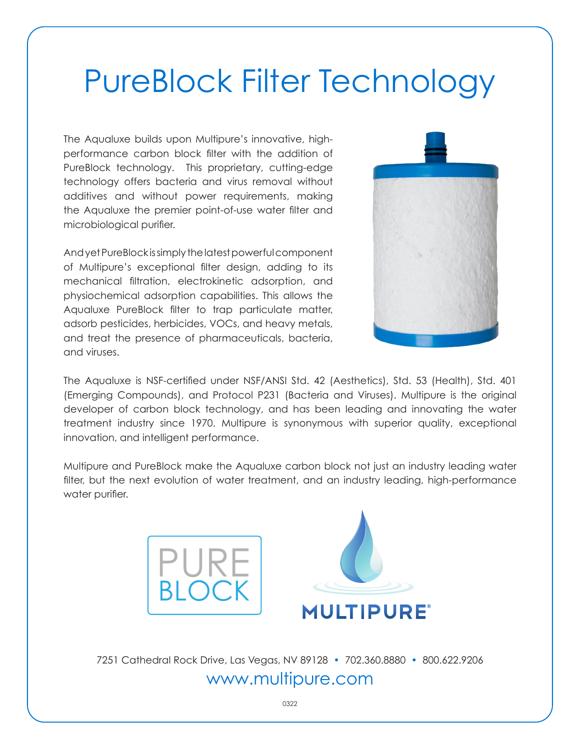# PureBlock Filter Technology

The Aqualuxe builds upon Multipure's innovative, high-performance carbon block filter with the addition of PureBlock technology. This proprietary, cutting-edge technology offers bacteria and virus removal without additives and without power requirements, making the Aqualuxe the premier point-of-use water filter and microbiological purifier.

And yet PureBlock is simply the latest powerful component of Multipure's exceptional filter design, adding to its mechanical filtration, electrokinetic adsorption, and physiochemical adsorption capabilities. This allows the Aqualuxe PureBlock filter to trap particulate matter, adsorb pesticides, herbicides, VOCs, and heavy metals, and treat the presence of pharmaceuticals, bacteria, and viruses.

The Aqualuxe is NSF-certified under NSF/ANSI Std. 42 (Aesthetics), Std. 53 (Health), Std. 401 (Emerging Compounds), and Protocol P231 (Bacteria and Viruses). Multipure is the original developer of carbon block technology, and has been leading and innovating the water treatment industry since 1970. Multipure is synonymous with superior quality, exceptional innovation, and intelligent performance.

Multipure and PureBlock make the Aqualuxe carbon block not just an industry leading water filter, but the next evolution of water treatment, and an industry leading, high-performance water purifier.

PURE BLOCK

MULTIPURE®

7251 Cathedral Rock Drive, Las Vegas, NV 89128 • 702.360.8880 • 800.622.9206

www.multipure.com

0322